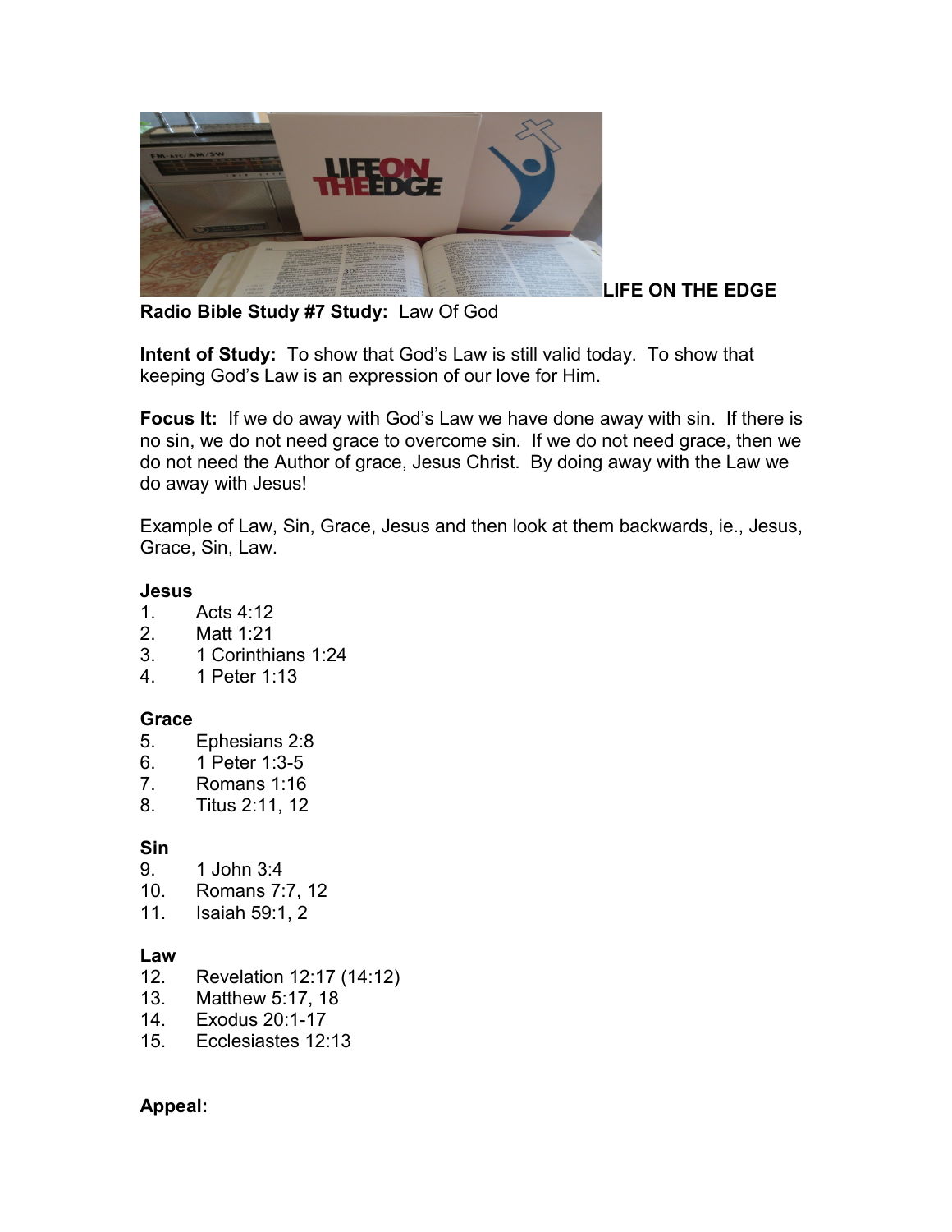**LIFE ON THE EDGE**

**Radio Bible Study #7 Study:** Law Of God

**Intent of Study:** To show that God's Law is still valid today. To show that keeping God's Law is an expression of our love for Him.

**Focus It:** If we do away with God's Law we have done away with sin. If there is no sin, we do not need grace to overcome sin. If we do not need grace, then we do not need the Author of grace, Jesus Christ. By doing away with the Law we do away with Jesus!

Example of Law, Sin, Grace, Jesus and then look at them backwards, ie., Jesus, Grace, Sin, Law.

**Jesus**

1. Acts 4:12
2. Matt 1:21
3. 1 Corinthians 1:24
4. 1 Peter 1:13

**Grace**

5. Ephesians 2:8
6. 1 Peter 1:3-5
7. Romans 1:16
8. Titus 2:11, 12

**Sin**

9. 1 John 3:4
10. Romans 7:7, 12
11. Isaiah 59:1, 2

**Law**

12. Revelation 12:17 (14:12)
13. Matthew 5:17, 18
14. Exodus 20:1-17
15. Ecclesiastes 12:13

**Appeal:**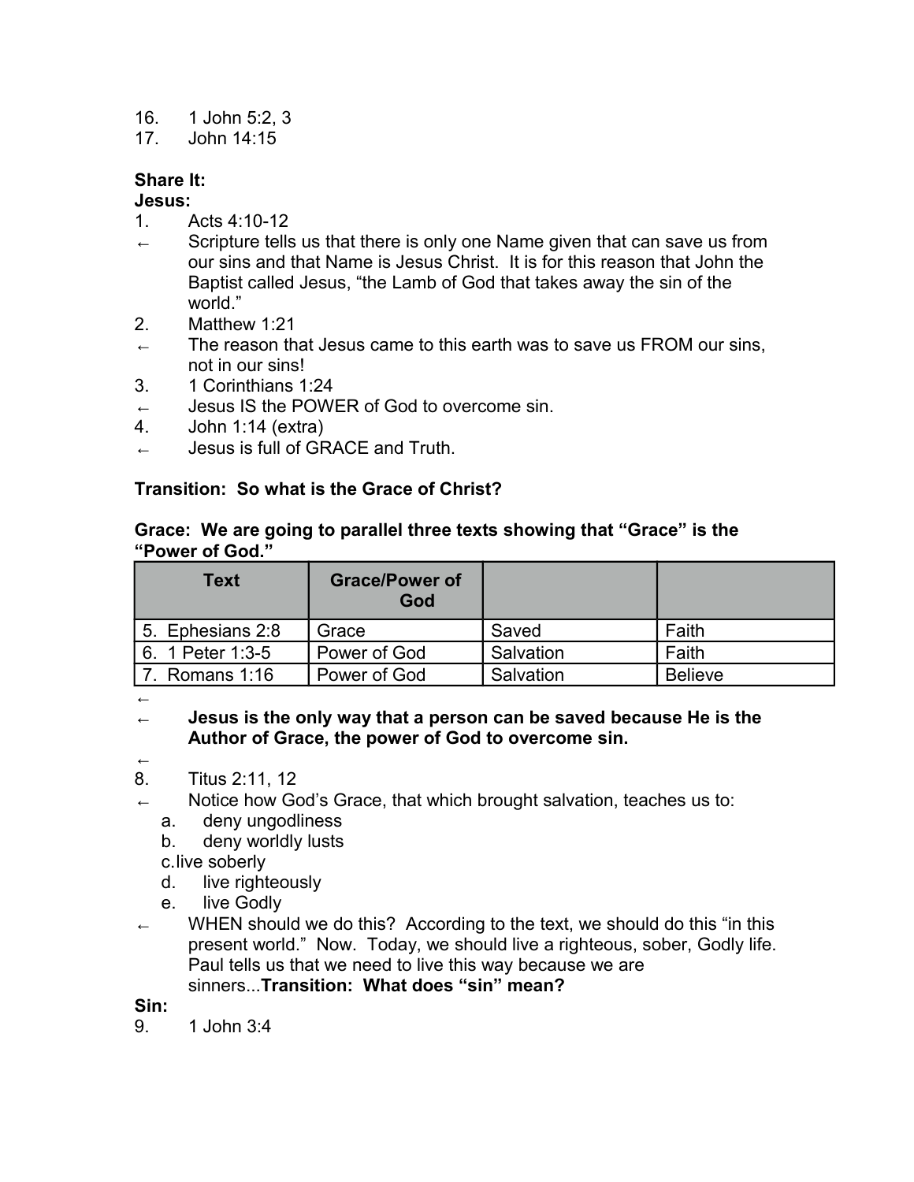16. 1 John 5:2, 3
17. John 14:15

**Share It:**

**Jesus:**

1. Acts 4:10-12

← Scripture tells us that there is only one Name given that can save us from our sins and that Name is Jesus Christ. It is for this reason that John the Baptist called Jesus, "the Lamb of God that takes away the sin of the world."

2. Matthew 1:21

← The reason that Jesus came to this earth was to save us FROM our sins, not in our sins!

3. 1 Corinthians 1:24

← Jesus IS the POWER of God to overcome sin.

4. John 1:14 (extra)

← Jesus is full of GRACE and Truth.

**Transition: So what is the Grace of Christ?**

**Grace: We are going to parallel three texts showing that "Grace" is the "Power of God."**

| Text | Grace/Power of God | | |
|---|---|---|---|
| 5. Ephesians 2:8 | Grace | Saved | Faith |
| 6. 1 Peter 1:3-5 | Power of God | Salvation | Faith |
| 7. Romans 1:16 | Power of God | Salvation | Believe |

←

← **Jesus is the only way that a person can be saved because He is the Author of Grace, the power of God to overcome sin.**

←

8. Titus 2:11, 12

← Notice how God's Grace, that which brought salvation, teaches us to:
   a. deny ungodliness
   b. deny worldly lusts
   c. live soberly
   d. live righteously
   e. live Godly

← WHEN should we do this? According to the text, we should do this "in this present world." Now. Today, we should live a righteous, sober, Godly life. Paul tells us that we need to live this way because we are sinners...**Transition: What does "sin" mean?**

**Sin:**

9. 1 John 3:4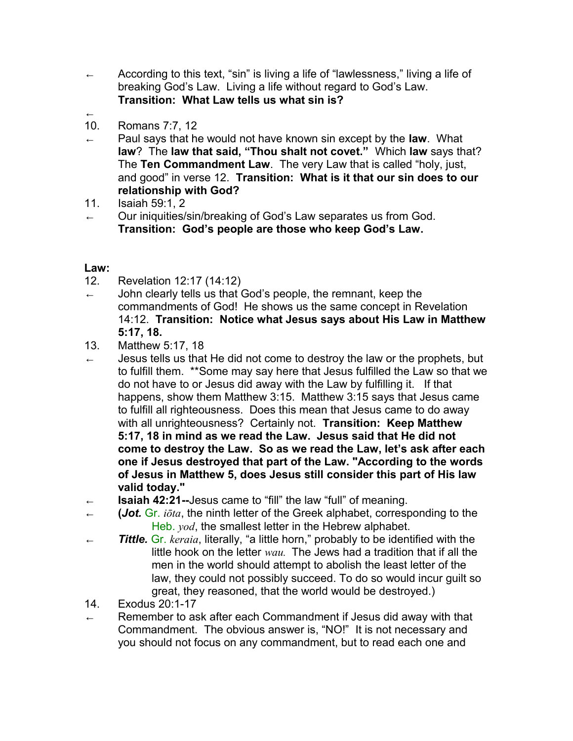← According to this text, "sin" is living a life of "lawlessness," living a life of breaking God's Law. Living a life without regard to God's Law. **Transition: What Law tells us what sin is?**

←

10. Romans 7:7, 12

← Paul says that he would not have known sin except by the **law**. What **law**? The **law that said, "Thou shalt not covet."** Which **law** says that? The **Ten Commandment Law**. The very Law that is called "holy, just, and good" in verse 12. **Transition: What is it that our sin does to our relationship with God?**

11. Isaiah 59:1, 2

← Our iniquities/sin/breaking of God's Law separates us from God. **Transition: God's people are those who keep God's Law.**

**Law:**

12. Revelation 12:17 (14:12)

← John clearly tells us that God's people, the remnant, keep the commandments of God! He shows us the same concept in Revelation 14:12. **Transition: Notice what Jesus says about His Law in Matthew 5:17, 18.**

13. Matthew 5:17, 18

← Jesus tells us that He did not come to destroy the law or the prophets, but to fulfill them. **Some may say here that Jesus fulfilled the Law so that we do not have to or Jesus did away with the Law by fulfilling it. If that happens, show them Matthew 3:15. Matthew 3:15 says that Jesus came to fulfill all righteousness. Does this mean that Jesus came to do away with all unrighteousness? Certainly not. **Transition: Keep Matthew 5:17, 18 in mind as we read the Law. Jesus said that He did not come to destroy the Law. So as we read the Law, let's ask after each one if Jesus destroyed that part of the Law. "According to the words of Jesus in Matthew 5, does Jesus still consider this part of His law valid today."**

← **Isaiah 42:21--**Jesus came to "fill" the law "full" of meaning.

← **(*Jot.*** Gr. *iōta*, the ninth letter of the Greek alphabet, corresponding to the Heb. *yod*, the smallest letter in the Hebrew alphabet.

← ***Tittle.*** Gr. *keraia*, literally, "a little horn," probably to be identified with the little hook on the letter *wau.* The Jews had a tradition that if all the men in the world should attempt to abolish the least letter of the law, they could not possibly succeed. To do so would incur guilt so great, they reasoned, that the world would be destroyed.)

14. Exodus 20:1-17

← Remember to ask after each Commandment if Jesus did away with that Commandment. The obvious answer is, "NO!" It is not necessary and you should not focus on any commandment, but to read each one and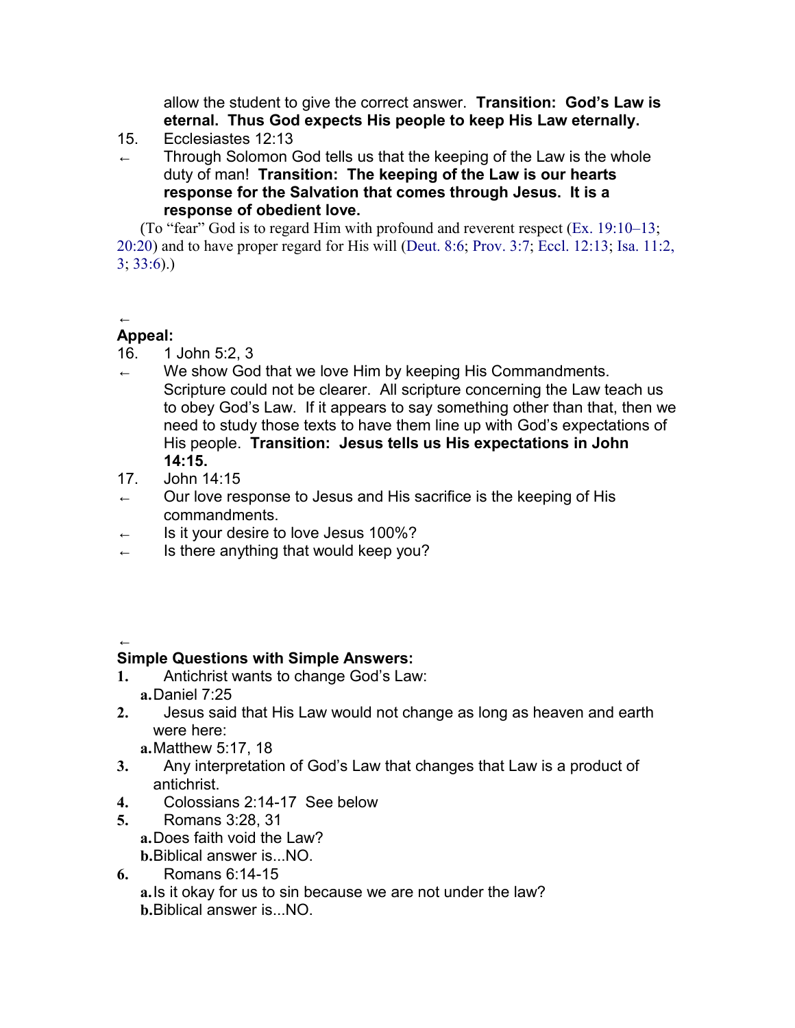allow the student to give the correct answer. **Transition: God's Law is eternal. Thus God expects His people to keep His Law eternally.**

15. Ecclesiastes 12:13

← Through Solomon God tells us that the keeping of the Law is the whole duty of man! **Transition: The keeping of the Law is our hearts response for the Salvation that comes through Jesus. It is a response of obedient love.**

(To "fear" God is to regard Him with profound and reverent respect (Ex. 19:10–13; 20:20) and to have proper regard for His will (Deut. 8:6; Prov. 3:7; Eccl. 12:13; Isa. 11:2, 3; 33:6).)

←

**Appeal:**

16. 1 John 5:2, 3

← We show God that we love Him by keeping His Commandments. Scripture could not be clearer. All scripture concerning the Law teach us to obey God's Law. If it appears to say something other than that, then we need to study those texts to have them line up with God's expectations of His people. **Transition: Jesus tells us His expectations in John 14:15.**

17. John 14:15

← Our love response to Jesus and His sacrifice is the keeping of His commandments.

← Is it your desire to love Jesus 100%?

← Is there anything that would keep you?

←

**Simple Questions with Simple Answers:**

1. Antichrist wants to change God's Law:
   a. Daniel 7:25
2. Jesus said that His Law would not change as long as heaven and earth were here:
   a. Matthew 5:17, 18
3. Any interpretation of God's Law that changes that Law is a product of antichrist.
4. Colossians 2:14-17 See below
5. Romans 3:28, 31
   a. Does faith void the Law?
   b. Biblical answer is...NO.
6. Romans 6:14-15
   a. Is it okay for us to sin because we are not under the law?
   b. Biblical answer is...NO.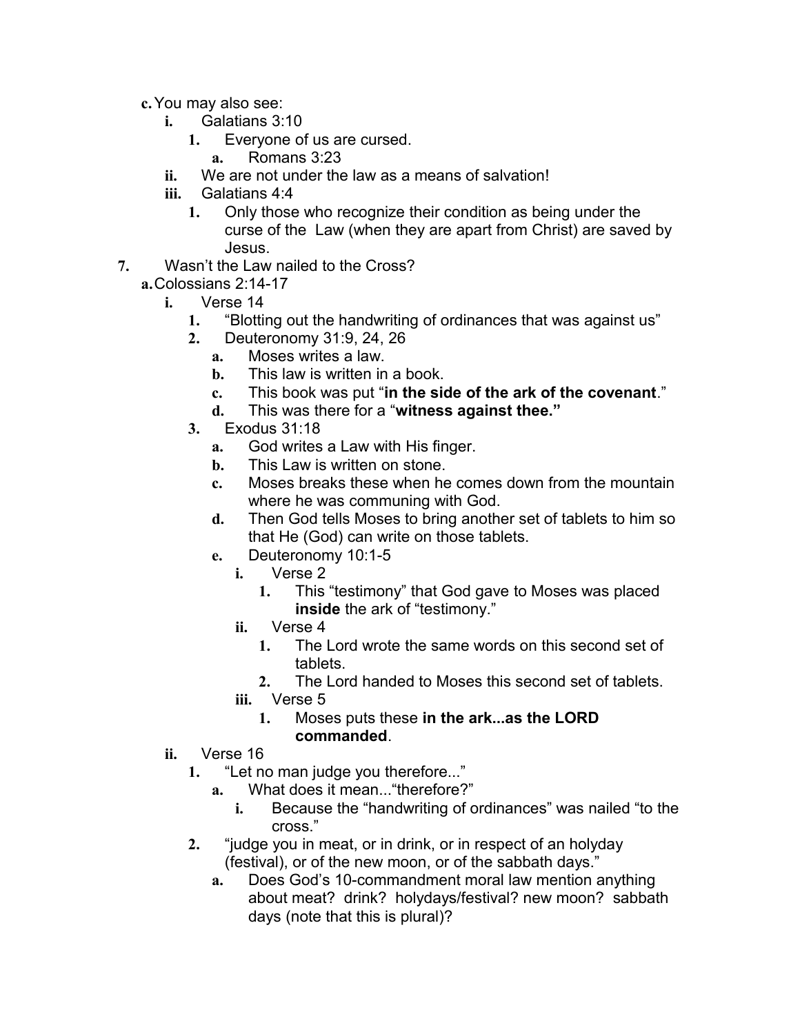- c. You may also see:
  - i. Galatians 3:10
    - 1. Everyone of us are cursed.
      - a. Romans 3:23
  - ii. We are not under the law as a means of salvation!
  - iii. Galatians 4:4
    - 1. Only those who recognize their condition as being under the curse of the  Law (when they are apart from Christ) are saved by Jesus.

7. Wasn't the Law nailed to the Cross?
   - a. Colossians 2:14-17
     - i. Verse 14
       - 1. "Blotting out the handwriting of ordinances that was against us"
       - 2. Deuteronomy 31:9, 24, 26
         - a. Moses writes a law.
         - b. This law is written in a book.
         - c. This book was put "**in the side of the ark of the covenant**."
         - d. This was there for a "**witness against thee."**
       - 3. Exodus 31:18
         - a. God writes a Law with His finger.
         - b. This Law is written on stone.
         - c. Moses breaks these when he comes down from the mountain where he was communing with God.
         - d. Then God tells Moses to bring another set of tablets to him so that He (God) can write on those tablets.
         - e. Deuteronomy 10:1-5
           - i. Verse 2
             - 1. This "testimony" that God gave to Moses was placed **inside** the ark of "testimony."
           - ii. Verse 4
             - 1. The Lord wrote the same words on this second set of tablets.
             - 2. The Lord handed to Moses this second set of tablets.
           - iii. Verse 5
             - 1. Moses puts these **in the ark...as the LORD commanded**.
     - ii. Verse 16
       - 1. "Let no man judge you therefore..."
         - a. What does it mean..."therefore?"
           - i. Because the "handwriting of ordinances" was nailed "to the cross."
       - 2. "judge you in meat, or in drink, or in respect of an holyday (festival), or of the new moon, or of the sabbath days."
         - a. Does God's 10-commandment moral law mention anything about meat?  drink?  holydays/festival? new moon?  sabbath days (note that this is plural)?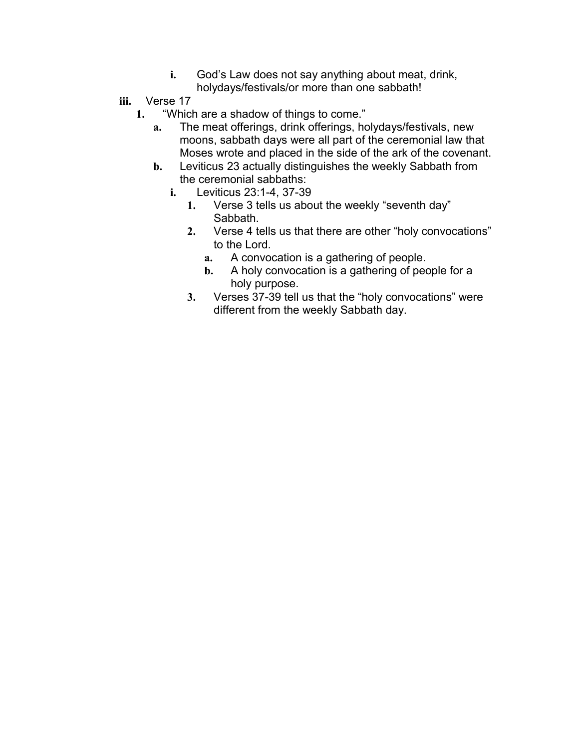i. God's Law does not say anything about meat, drink, holydays/festivals/or more than one sabbath!

iii. Verse 17

  1. "Which are a shadow of things to come."
     a. The meat offerings, drink offerings, holydays/festivals, new moons, sabbath days were all part of the ceremonial law that Moses wrote and placed in the side of the ark of the covenant.
     b. Leviticus 23 actually distinguishes the weekly Sabbath from the ceremonial sabbaths:
        i. Leviticus 23:1-4, 37-39
           1. Verse 3 tells us about the weekly "seventh day" Sabbath.
           2. Verse 4 tells us that there are other "holy convocations" to the Lord.
              a. A convocation is a gathering of people.
              b. A holy convocation is a gathering of people for a holy purpose.
           3. Verses 37-39 tell us that the "holy convocations" were different from the weekly Sabbath day.